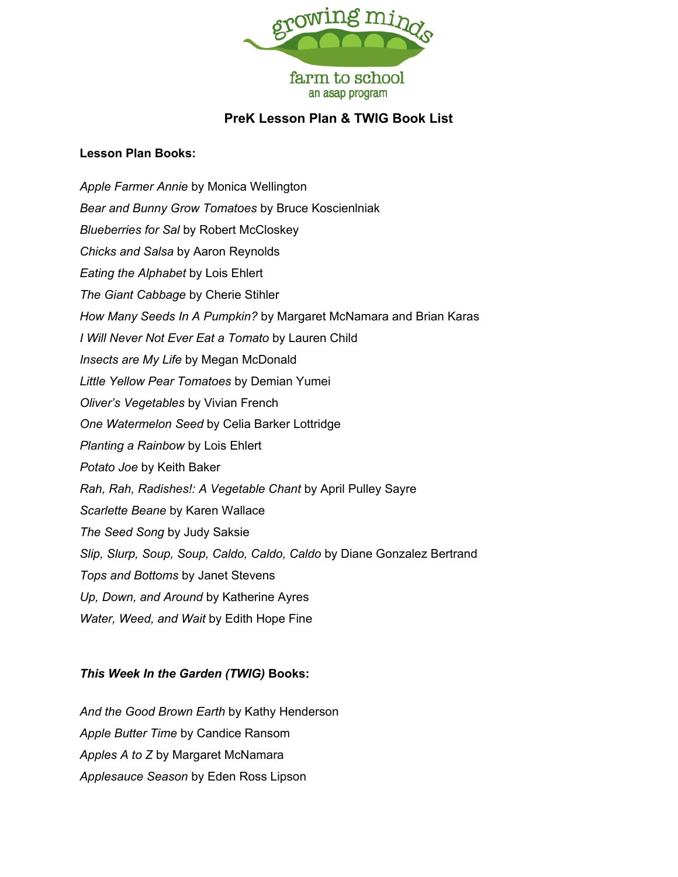growing minds
farm to school
an asap program

# PreK Lesson Plan & TWIG Book List

**Lesson Plan Books:**

*Apple Farmer Annie* by Monica Wellington

*Bear and Bunny Grow Tomatoes* by Bruce Koscienlniak

*Blueberries for Sal* by Robert McCloskey

*Chicks and Salsa* by Aaron Reynolds

*Eating the Alphabet* by Lois Ehlert

*The Giant Cabbage* by Cherie Stihler

*How Many Seeds In A Pumpkin?* by Margaret McNamara and Brian Karas

*I Will Never Not Ever Eat a Tomato* by Lauren Child

*Insects are My Life* by Megan McDonald

*Little Yellow Pear Tomatoes* by Demian Yumei

*Oliver's Vegetables* by Vivian French

*One Watermelon Seed* by Celia Barker Lottridge

*Planting a Rainbow* by Lois Ehlert

*Potato Joe* by Keith Baker

*Rah, Rah, Radishes!: A Vegetable Chant* by April Pulley Sayre

*Scarlette Beane* by Karen Wallace

*The Seed Song* by Judy Saksie

*Slip, Slurp, Soup, Soup, Caldo, Caldo, Caldo* by Diane Gonzalez Bertrand

*Tops and Bottoms* by Janet Stevens

*Up, Down, and Around* by Katherine Ayres

*Water, Weed, and Wait* by Edith Hope Fine

***This Week In the Garden (TWIG)* Books:**

*And the Good Brown Earth* by Kathy Henderson

*Apple Butter Time* by Candice Ransom

*Apples A to Z* by Margaret McNamara

*Applesauce Season* by Eden Ross Lipson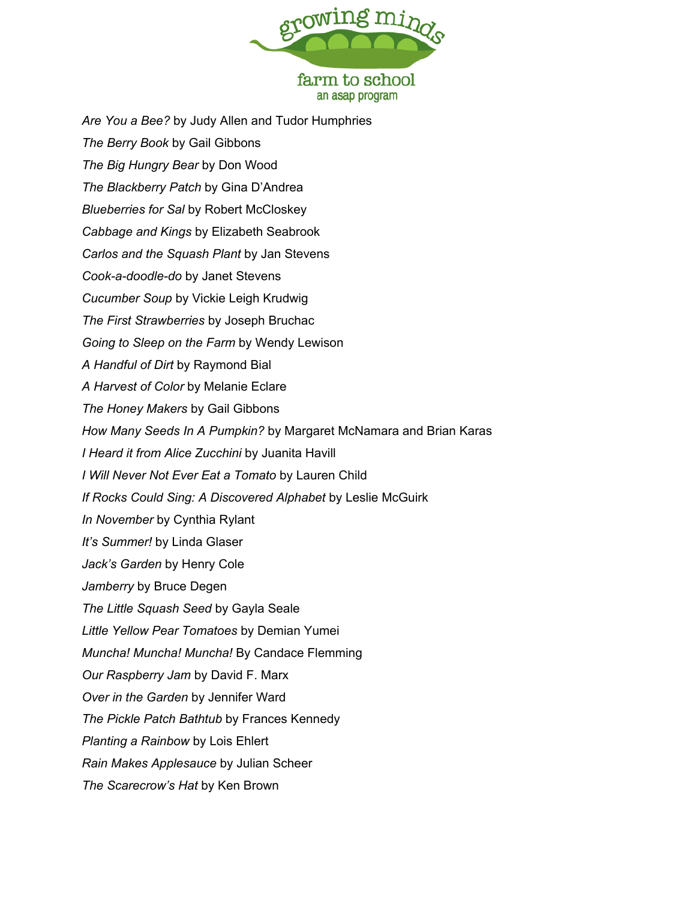*Are You a Bee?* by Judy Allen and Tudor Humphries

*The Berry Book* by Gail Gibbons

*The Big Hungry Bear* by Don Wood

*The Blackberry Patch* by Gina D'Andrea

*Blueberries for Sal* by Robert McCloskey

*Cabbage and Kings* by Elizabeth Seabrook

*Carlos and the Squash Plant* by Jan Stevens

*Cook-a-doodle-do* by Janet Stevens

*Cucumber Soup* by Vickie Leigh Krudwig

*The First Strawberries* by Joseph Bruchac

*Going to Sleep on the Farm* by Wendy Lewison

*A Handful of Dirt* by Raymond Bial

*A Harvest of Color* by Melanie Eclare

*The Honey Makers* by Gail Gibbons

*How Many Seeds In A Pumpkin?* by Margaret McNamara and Brian Karas

*I Heard it from Alice Zucchini* by Juanita Havill

*I Will Never Not Ever Eat a Tomato* by Lauren Child

*If Rocks Could Sing: A Discovered Alphabet* by Leslie McGuirk

*In November* by Cynthia Rylant

*It's Summer!* by Linda Glaser

*Jack's Garden* by Henry Cole

*Jamberry* by Bruce Degen

*The Little Squash Seed* by Gayla Seale

*Little Yellow Pear Tomatoes* by Demian Yumei

*Muncha! Muncha! Muncha!* By Candace Flemming

*Our Raspberry Jam* by David F. Marx

*Over in the Garden* by Jennifer Ward

*The Pickle Patch Bathtub* by Frances Kennedy

*Planting a Rainbow* by Lois Ehlert

*Rain Makes Applesauce* by Julian Scheer

*The Scarecrow's Hat* by Ken Brown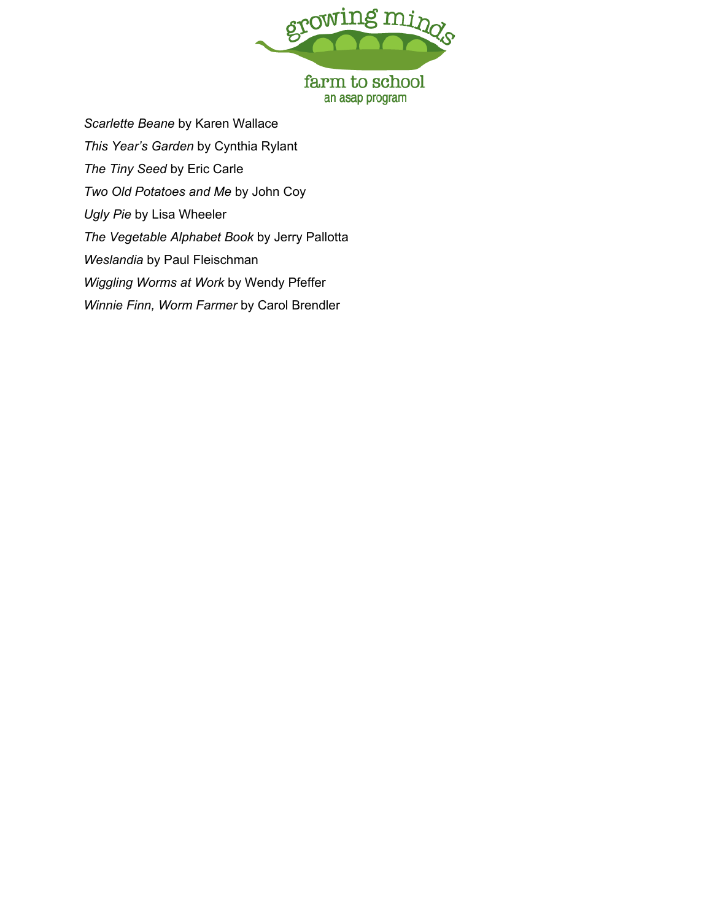*Scarlette Beane* by Karen Wallace

*This Year's Garden* by Cynthia Rylant

*The Tiny Seed* by Eric Carle

*Two Old Potatoes and Me* by John Coy

*Ugly Pie* by Lisa Wheeler

*The Vegetable Alphabet Book* by Jerry Pallotta

*Weslandia* by Paul Fleischman

*Wiggling Worms at Work* by Wendy Pfeffer

*Winnie Finn, Worm Farmer* by Carol Brendler